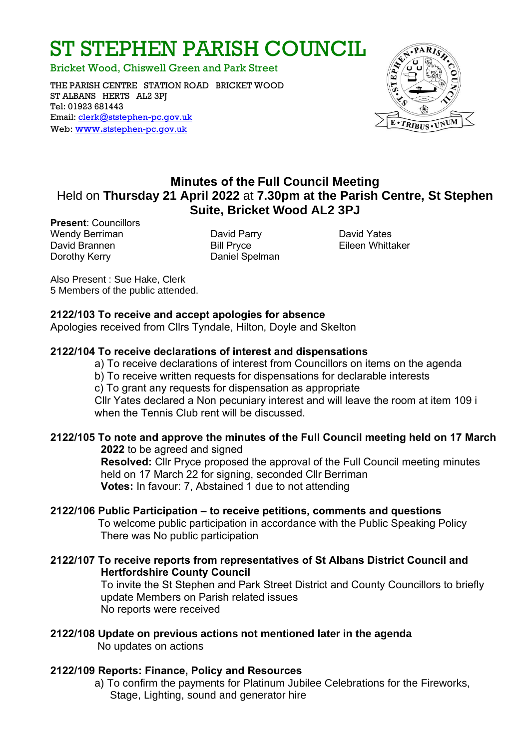# ST STEPHEN PARISH COUNCIL

Bricket Wood, Chiswell Green and Park Street

THE PARISH CENTRE STATION ROAD BRICKET WOOD
ST ALBANS HERTS AL2 3PJ
Tel: 01923 681443
Email: clerk@ststephen-pc.gov.uk
Web: www.ststephen-pc.gov.uk

## Minutes of the Full Council Meeting
Held on **Thursday 21 April 2022** at **7.30pm at the Parish Centre, St Stephen Suite, Bricket Wood AL2 3PJ**

**Present**: Councillors
Wendy Berriman
David Brannen
Dorothy Kerry
David Parry
Bill Pryce
Daniel Spelman
David Yates
Eileen Whittaker

Also Present : Sue Hake, Clerk
5 Members of the public attended.

**2122/103 To receive and accept apologies for absence**
Apologies received from Cllrs Tyndale, Hilton, Doyle and Skelton

**2122/104 To receive declarations of interest and dispensations**

a) To receive declarations of interest from Councillors on items on the agenda
b) To receive written requests for dispensations for declarable interests
c) To grant any requests for dispensation as appropriate
Cllr Yates declared a Non pecuniary interest and will leave the room at item 109 i when the Tennis Club rent will be discussed.

**2122/105 To note and approve the minutes of the Full Council meeting held on 17 March 2022** to be agreed and signed

**Resolved:** Cllr Pryce proposed the approval of the Full Council meeting minutes held on 17 March 22 for signing, seconded Cllr Berriman
**Votes:** In favour: 7, Abstained 1 due to not attending

**2122/106 Public Participation – to receive petitions, comments and questions**

To welcome public participation in accordance with the Public Speaking Policy
There was No public participation

**2122/107 To receive reports from representatives of St Albans District Council and Hertfordshire County Council**

To invite the St Stephen and Park Street District and County Councillors to briefly update Members on Parish related issues
No reports were received

**2122/108 Update on previous actions not mentioned later in the agenda**

No updates on actions

**2122/109 Reports: Finance, Policy and Resources**

a) To confirm the payments for Platinum Jubilee Celebrations for the Fireworks, Stage, Lighting, sound and generator hire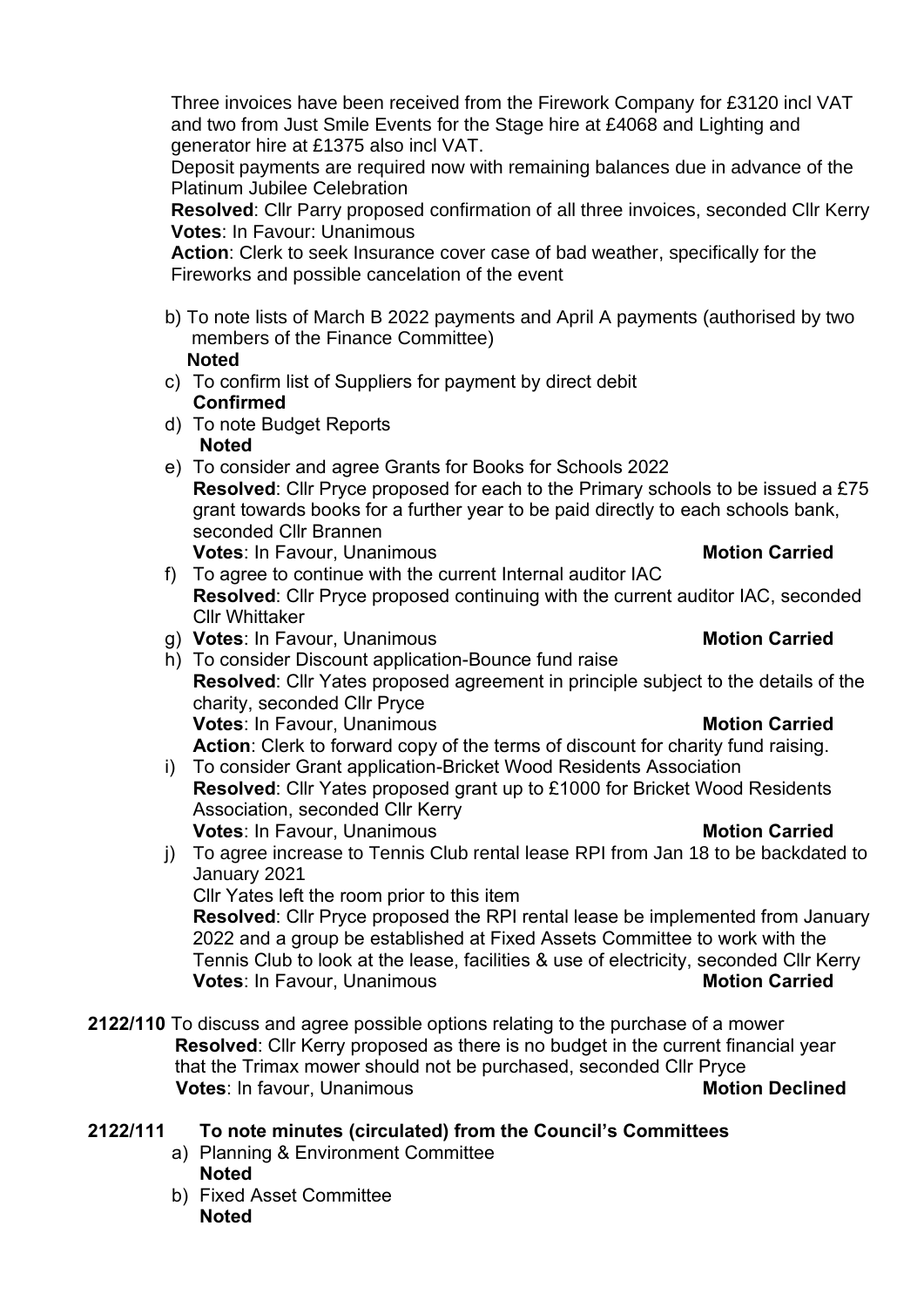Three invoices have been received from the Firework Company for £3120 incl VAT and two from Just Smile Events for the Stage hire at £4068 and Lighting and generator hire at £1375 also incl VAT.

Deposit payments are required now with remaining balances due in advance of the Platinum Jubilee Celebration

**Resolved**: Cllr Parry proposed confirmation of all three invoices, seconded Cllr Kerry

**Votes**: In Favour: Unanimous

**Action**: Clerk to seek Insurance cover case of bad weather, specifically for the Fireworks and possible cancelation of the event

b) To note lists of March B 2022 payments and April A payments (authorised by two members of the Finance Committee)
   **Noted**

c) To confirm list of Suppliers for payment by direct debit
   **Confirmed**

d) To note Budget Reports
   **Noted**

e) To consider and agree Grants for Books for Schools 2022
   **Resolved**: Cllr Pryce proposed for each to the Primary schools to be issued a £75 grant towards books for a further year to be paid directly to each schools bank, seconded Cllr Brannen
   **Votes**: In Favour, Unanimous **Motion Carried**

f) To agree to continue with the current Internal auditor IAC
   **Resolved**: Cllr Pryce proposed continuing with the current auditor IAC, seconded Cllr Whittaker

g) **Votes**: In Favour, Unanimous **Motion Carried**

h) To consider Discount application-Bounce fund raise
   **Resolved**: Cllr Yates proposed agreement in principle subject to the details of the charity, seconded Cllr Pryce
   **Votes**: In Favour, Unanimous **Motion Carried**
   **Action**: Clerk to forward copy of the terms of discount for charity fund raising.

i) To consider Grant application-Bricket Wood Residents Association
   **Resolved**: Cllr Yates proposed grant up to £1000 for Bricket Wood Residents Association, seconded Cllr Kerry
   **Votes**: In Favour, Unanimous **Motion Carried**

j) To agree increase to Tennis Club rental lease RPI from Jan 18 to be backdated to January 2021
   Cllr Yates left the room prior to this item
   **Resolved**: Cllr Pryce proposed the RPI rental lease be implemented from January 2022 and a group be established at Fixed Assets Committee to work with the Tennis Club to look at the lease, facilities & use of electricity, seconded Cllr Kerry
   **Votes**: In Favour, Unanimous **Motion Carried**

**2122/110** To discuss and agree possible options relating to the purchase of a mower
**Resolved**: Cllr Kerry proposed as there is no budget in the current financial year that the Trimax mower should not be purchased, seconded Cllr Pryce
**Votes**: In favour, Unanimous **Motion Declined**

**2122/111 To note minutes (circulated) from the Council's Committees**

a) Planning & Environment Committee
   **Noted**

b) Fixed Asset Committee
   **Noted**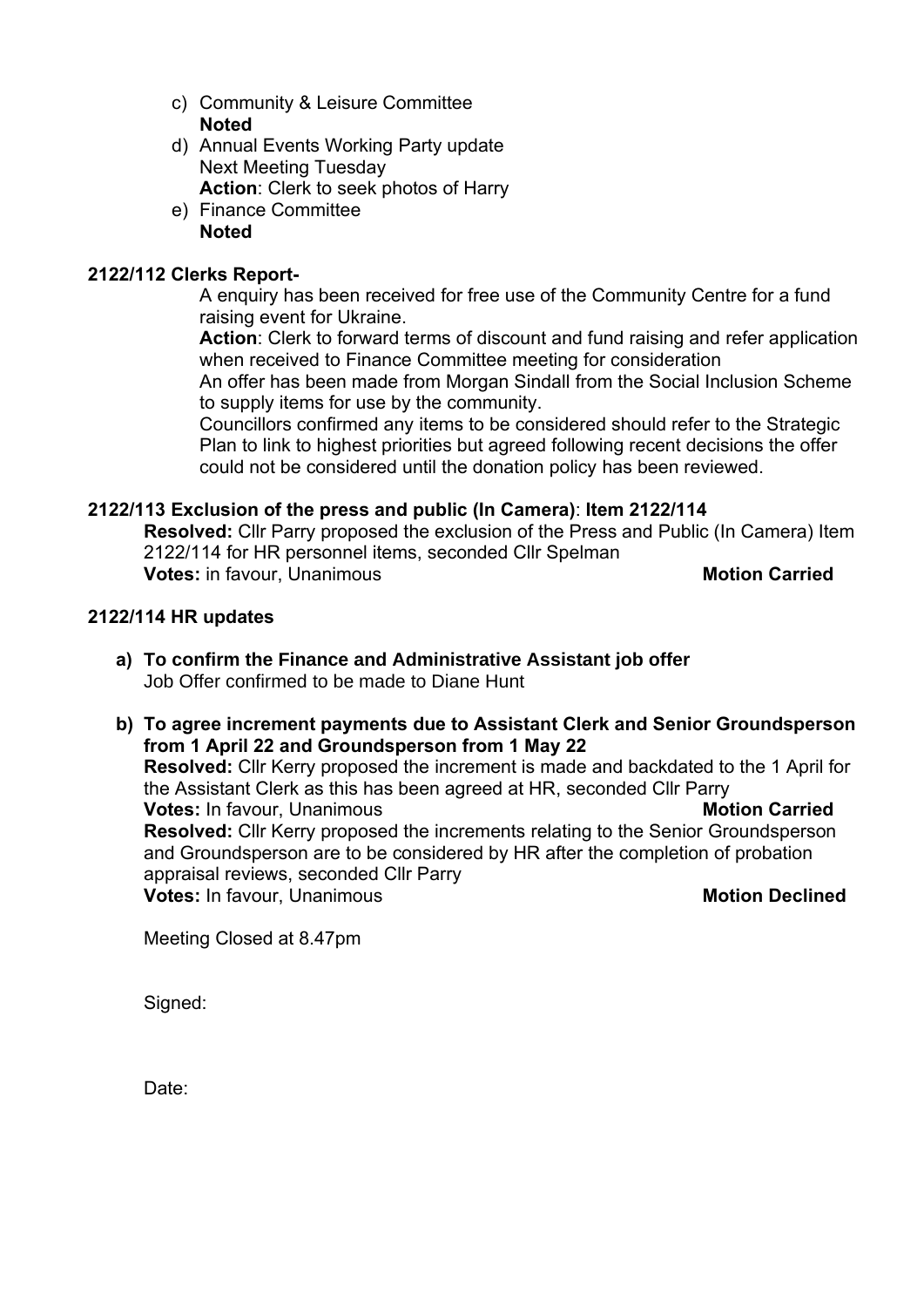c) Community & Leisure Committee
   **Noted**
d) Annual Events Working Party update
   Next Meeting Tuesday
   **Action**: Clerk to seek photos of Harry
e) Finance Committee
   **Noted**

**2122/112 Clerks Report-**

A enquiry has been received for free use of the Community Centre for a fund raising event for Ukraine.

**Action**: Clerk to forward terms of discount and fund raising and refer application when received to Finance Committee meeting for consideration

An offer has been made from Morgan Sindall from the Social Inclusion Scheme to supply items for use by the community.

Councillors confirmed any items to be considered should refer to the Strategic Plan to link to highest priorities but agreed following recent decisions the offer could not be considered until the donation policy has been reviewed.

**2122/113 Exclusion of the press and public (In Camera)**: **Item 2122/114**

**Resolved:** Cllr Parry proposed the exclusion of the Press and Public (In Camera) Item 2122/114 for HR personnel items, seconded Cllr Spelman

**Votes:** in favour, Unanimous **Motion Carried**

**2122/114 HR updates**

**a) To confirm the Finance and Administrative Assistant job offer**

Job Offer confirmed to be made to Diane Hunt

**b) To agree increment payments due to Assistant Clerk and Senior Groundsperson from 1 April 22 and Groundsperson from 1 May 22**

**Resolved:** Cllr Kerry proposed the increment is made and backdated to the 1 April for the Assistant Clerk as this has been agreed at HR, seconded Cllr Parry

**Votes:** In favour, Unanimous **Motion Carried**

**Resolved:** Cllr Kerry proposed the increments relating to the Senior Groundsperson and Groundsperson are to be considered by HR after the completion of probation appraisal reviews, seconded Cllr Parry

**Votes:** In favour, Unanimous **Motion Declined**

Meeting Closed at 8.47pm

Signed:

Date: